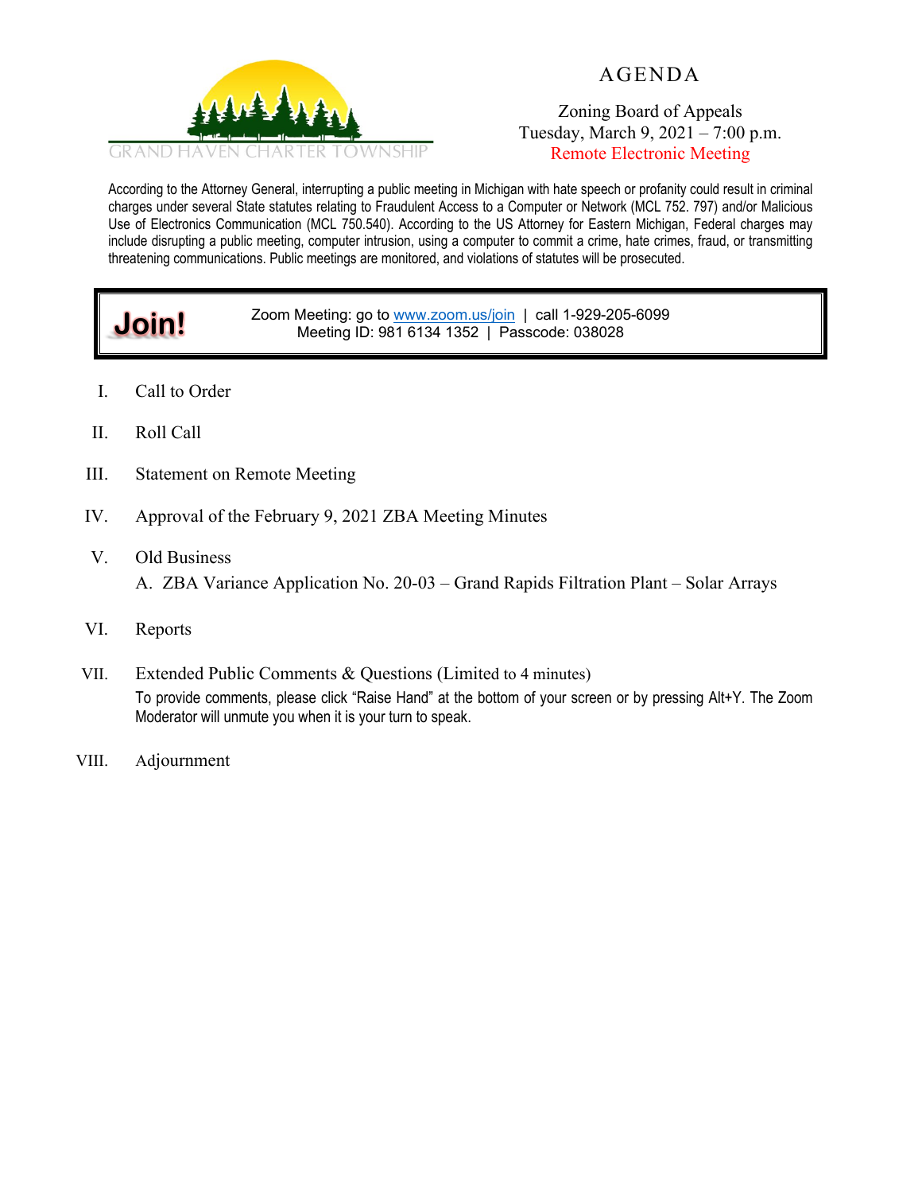GRAND HAVEN CHARTER TOWNSHIP

# AGENDA

Zoning Board of Appeals
Tuesday, March 9, 2021 – 7:00 p.m.
Remote Electronic Meeting

According to the Attorney General, interrupting a public meeting in Michigan with hate speech or profanity could result in criminal charges under several State statutes relating to Fraudulent Access to a Computer or Network (MCL 752. 797) and/or Malicious Use of Electronics Communication (MCL 750.540). According to the US Attorney for Eastern Michigan, Federal charges may include disrupting a public meeting, computer intrusion, using a computer to commit a crime, hate crimes, fraud, or transmitting threatening communications. Public meetings are monitored, and violations of statutes will be prosecuted.

**Join!**

Zoom Meeting: go to www.zoom.us/join | call 1-929-205-6099
Meeting ID: 981 6134 1352 | Passcode: 038028

I. Call to Order

II. Roll Call

III. Statement on Remote Meeting

IV. Approval of the February 9, 2021 ZBA Meeting Minutes

V. Old Business
   A. ZBA Variance Application No. 20-03 – Grand Rapids Filtration Plant – Solar Arrays

VI. Reports

VII. Extended Public Comments & Questions (Limited to 4 minutes)
   To provide comments, please click "Raise Hand" at the bottom of your screen or by pressing Alt+Y. The Zoom Moderator will unmute you when it is your turn to speak.

VIII. Adjournment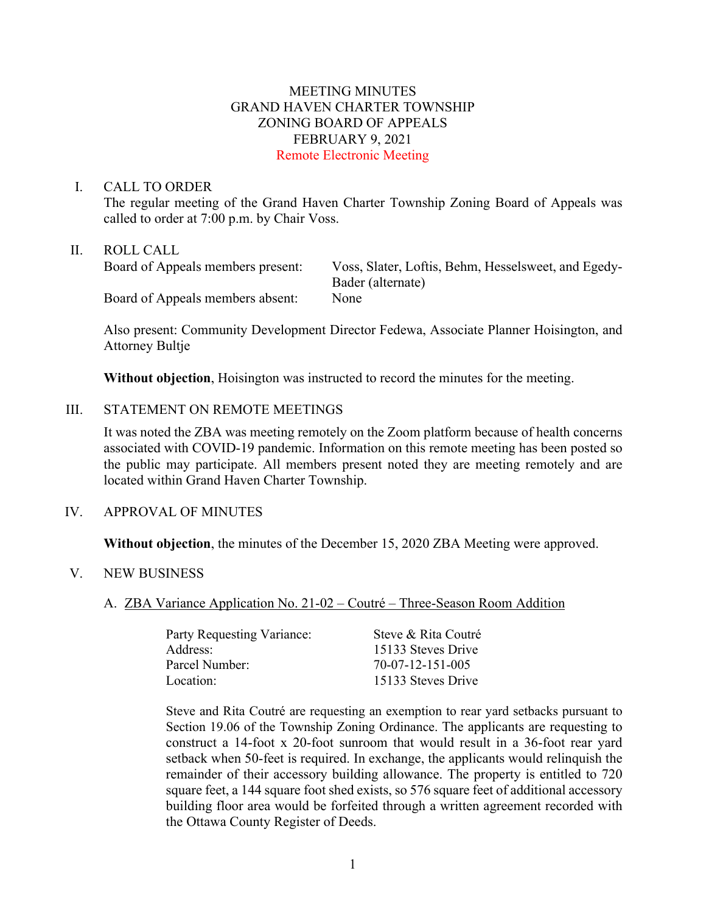# MEETING MINUTES
# GRAND HAVEN CHARTER TOWNSHIP
# ZONING BOARD OF APPEALS
# FEBRUARY 9, 2021

Remote Electronic Meeting

## I. CALL TO ORDER

The regular meeting of the Grand Haven Charter Township Zoning Board of Appeals was called to order at 7:00 p.m. by Chair Voss.

## II. ROLL CALL

| | |
|---|---|
| Board of Appeals members present: | Voss, Slater, Loftis, Behm, Hesselsweet, and Egedy-Bader (alternate) |
| Board of Appeals members absent: | None |

Also present: Community Development Director Fedewa, Associate Planner Hoisington, and Attorney Bultje

**Without objection**, Hoisington was instructed to record the minutes for the meeting.

## III. STATEMENT ON REMOTE MEETINGS

It was noted the ZBA was meeting remotely on the Zoom platform because of health concerns associated with COVID-19 pandemic. Information on this remote meeting has been posted so the public may participate. All members present noted they are meeting remotely and are located within Grand Haven Charter Township.

## IV. APPROVAL OF MINUTES

**Without objection**, the minutes of the December 15, 2020 ZBA Meeting were approved.

## V. NEW BUSINESS

A. ZBA Variance Application No. 21-02 – Coutré – Three-Season Room Addition

| | |
|---|---|
| Party Requesting Variance: | Steve & Rita Coutré |
| Address: | 15133 Steves Drive |
| Parcel Number: | 70-07-12-151-005 |
| Location: | 15133 Steves Drive |

Steve and Rita Coutré are requesting an exemption to rear yard setbacks pursuant to Section 19.06 of the Township Zoning Ordinance. The applicants are requesting to construct a 14-foot x 20-foot sunroom that would result in a 36-foot rear yard setback when 50-feet is required. In exchange, the applicants would relinquish the remainder of their accessory building allowance. The property is entitled to 720 square feet, a 144 square foot shed exists, so 576 square feet of additional accessory building floor area would be forfeited through a written agreement recorded with the Ottawa County Register of Deeds.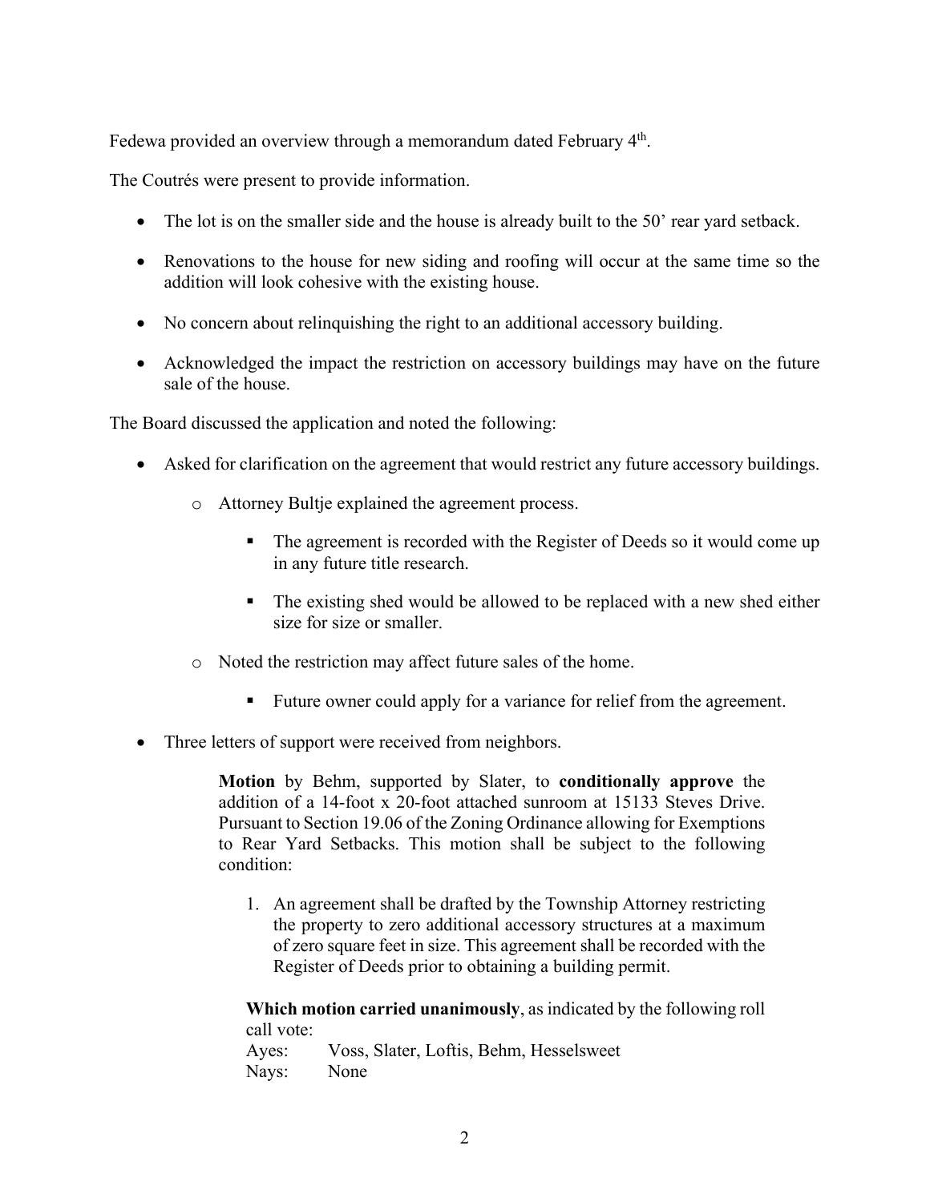Fedewa provided an overview through a memorandum dated February 4th.

The Coutrés were present to provide information.

- The lot is on the smaller side and the house is already built to the 50' rear yard setback.
- Renovations to the house for new siding and roofing will occur at the same time so the addition will look cohesive with the existing house.
- No concern about relinquishing the right to an additional accessory building.
- Acknowledged the impact the restriction on accessory buildings may have on the future sale of the house.

The Board discussed the application and noted the following:

- Asked for clarification on the agreement that would restrict any future accessory buildings.
  - Attorney Bultje explained the agreement process.
    - The agreement is recorded with the Register of Deeds so it would come up in any future title research.
    - The existing shed would be allowed to be replaced with a new shed either size for size or smaller.
  - Noted the restriction may affect future sales of the home.
    - Future owner could apply for a variance for relief from the agreement.
- Three letters of support were received from neighbors.

> **Motion** by Behm, supported by Slater, to **conditionally approve** the addition of a 14-foot x 20-foot attached sunroom at 15133 Steves Drive. Pursuant to Section 19.06 of the Zoning Ordinance allowing for Exemptions to Rear Yard Setbacks. This motion shall be subject to the following condition:
>
> 1. An agreement shall be drafted by the Township Attorney restricting the property to zero additional accessory structures at a maximum of zero square feet in size. This agreement shall be recorded with the Register of Deeds prior to obtaining a building permit.
>
> **Which motion carried unanimously**, as indicated by the following roll call vote:
>
> Ayes: Voss, Slater, Loftis, Behm, Hesselsweet
>
> Nays: None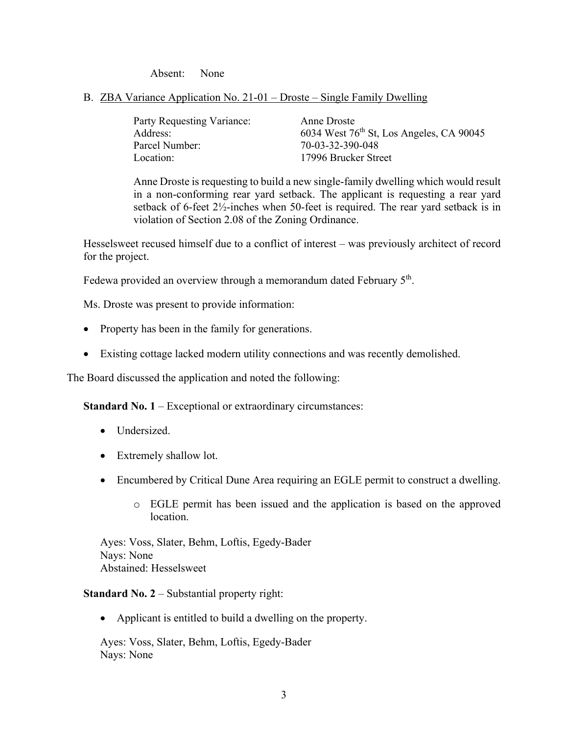Absent: None

B. ZBA Variance Application No. 21-01 – Droste – Single Family Dwelling

| | |
|---|---|
| Party Requesting Variance: | Anne Droste |
| Address: | 6034 West 76th St, Los Angeles, CA 90045 |
| Parcel Number: | 70-03-32-390-048 |
| Location: | 17996 Brucker Street |

Anne Droste is requesting to build a new single-family dwelling which would result in a non-conforming rear yard setback. The applicant is requesting a rear yard setback of 6-feet 2½-inches when 50-feet is required. The rear yard setback is in violation of Section 2.08 of the Zoning Ordinance.

Hesselsweet recused himself due to a conflict of interest – was previously architect of record for the project.

Fedewa provided an overview through a memorandum dated February 5th.

Ms. Droste was present to provide information:

- Property has been in the family for generations.
- Existing cottage lacked modern utility connections and was recently demolished.

The Board discussed the application and noted the following:

**Standard No. 1** – Exceptional or extraordinary circumstances:

- Undersized.
- Extremely shallow lot.
- Encumbered by Critical Dune Area requiring an EGLE permit to construct a dwelling.
    - EGLE permit has been issued and the application is based on the approved location.

Ayes: Voss, Slater, Behm, Loftis, Egedy-Bader
Nays: None
Abstained: Hesselsweet

**Standard No. 2** – Substantial property right:

- Applicant is entitled to build a dwelling on the property.

Ayes: Voss, Slater, Behm, Loftis, Egedy-Bader
Nays: None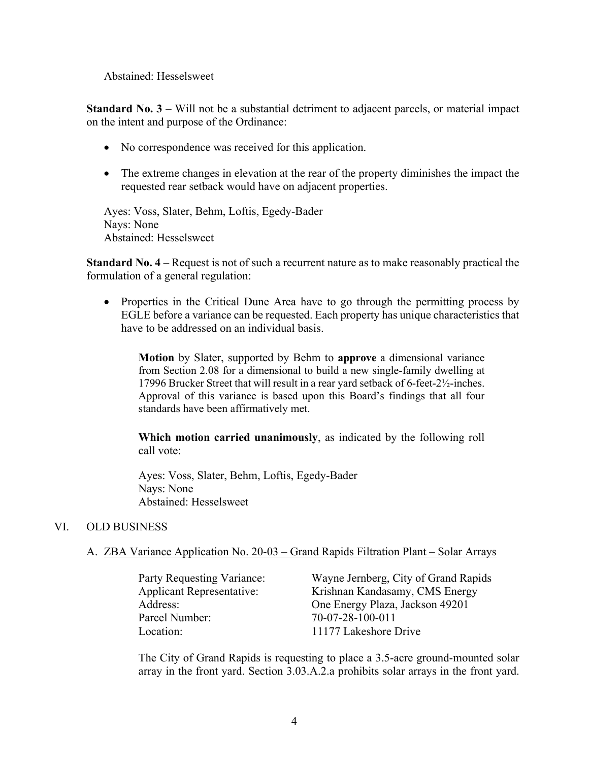Abstained: Hesselsweet

**Standard No. 3** – Will not be a substantial detriment to adjacent parcels, or material impact on the intent and purpose of the Ordinance:

- No correspondence was received for this application.
- The extreme changes in elevation at the rear of the property diminishes the impact the requested rear setback would have on adjacent properties.

Ayes: Voss, Slater, Behm, Loftis, Egedy-Bader
Nays: None
Abstained: Hesselsweet

**Standard No. 4** – Request is not of such a recurrent nature as to make reasonably practical the formulation of a general regulation:

- Properties in the Critical Dune Area have to go through the permitting process by EGLE before a variance can be requested. Each property has unique characteristics that have to be addressed on an individual basis.

> **Motion** by Slater, supported by Behm to **approve** a dimensional variance from Section 2.08 for a dimensional to build a new single-family dwelling at 17996 Brucker Street that will result in a rear yard setback of 6-feet-2½-inches. Approval of this variance is based upon this Board's findings that all four standards have been affirmatively met.
>
> **Which motion carried unanimously**, as indicated by the following roll call vote:
>
> Ayes: Voss, Slater, Behm, Loftis, Egedy-Bader
> Nays: None
> Abstained: Hesselsweet

## VI. OLD BUSINESS

### A. ZBA Variance Application No. 20-03 – Grand Rapids Filtration Plant – Solar Arrays

| | |
|---|---|
| Party Requesting Variance: | Wayne Jernberg, City of Grand Rapids |
| Applicant Representative: | Krishnan Kandasamy, CMS Energy |
| Address: | One Energy Plaza, Jackson 49201 |
| Parcel Number: | 70-07-28-100-011 |
| Location: | 11177 Lakeshore Drive |

The City of Grand Rapids is requesting to place a 3.5-acre ground-mounted solar array in the front yard. Section 3.03.A.2.a prohibits solar arrays in the front yard.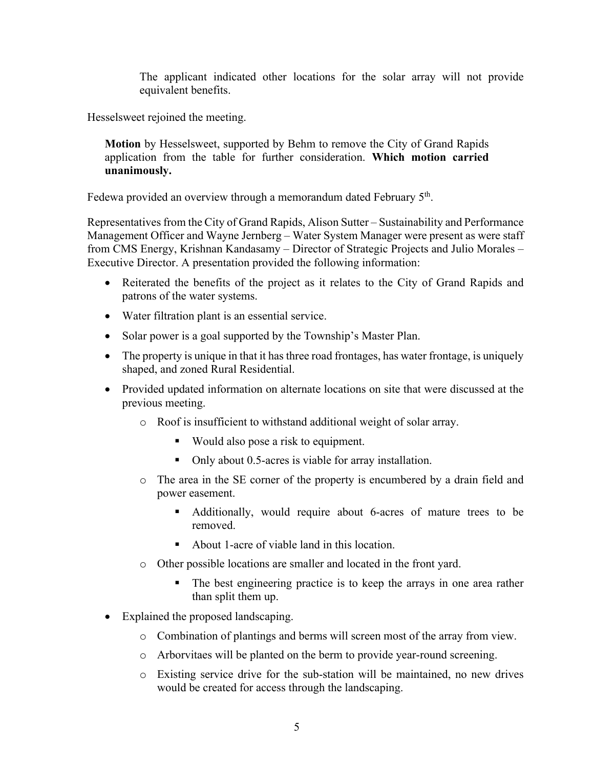The applicant indicated other locations for the solar array will not provide equivalent benefits.

Hesselsweet rejoined the meeting.

> **Motion** by Hesselsweet, supported by Behm to remove the City of Grand Rapids application from the table for further consideration. **Which motion carried unanimously.**

Fedewa provided an overview through a memorandum dated February 5th.

Representatives from the City of Grand Rapids, Alison Sutter – Sustainability and Performance Management Officer and Wayne Jernberg – Water System Manager were present as were staff from CMS Energy, Krishnan Kandasamy – Director of Strategic Projects and Julio Morales – Executive Director. A presentation provided the following information:

- Reiterated the benefits of the project as it relates to the City of Grand Rapids and patrons of the water systems.
- Water filtration plant is an essential service.
- Solar power is a goal supported by the Township's Master Plan.
- The property is unique in that it has three road frontages, has water frontage, is uniquely shaped, and zoned Rural Residential.
- Provided updated information on alternate locations on site that were discussed at the previous meeting.
  - Roof is insufficient to withstand additional weight of solar array.
    - Would also pose a risk to equipment.
    - Only about 0.5-acres is viable for array installation.
  - The area in the SE corner of the property is encumbered by a drain field and power easement.
    - Additionally, would require about 6-acres of mature trees to be removed.
    - About 1-acre of viable land in this location.
  - Other possible locations are smaller and located in the front yard.
    - The best engineering practice is to keep the arrays in one area rather than split them up.
- Explained the proposed landscaping.
  - Combination of plantings and berms will screen most of the array from view.
  - Arborvitaes will be planted on the berm to provide year-round screening.
  - Existing service drive for the sub-station will be maintained, no new drives would be created for access through the landscaping.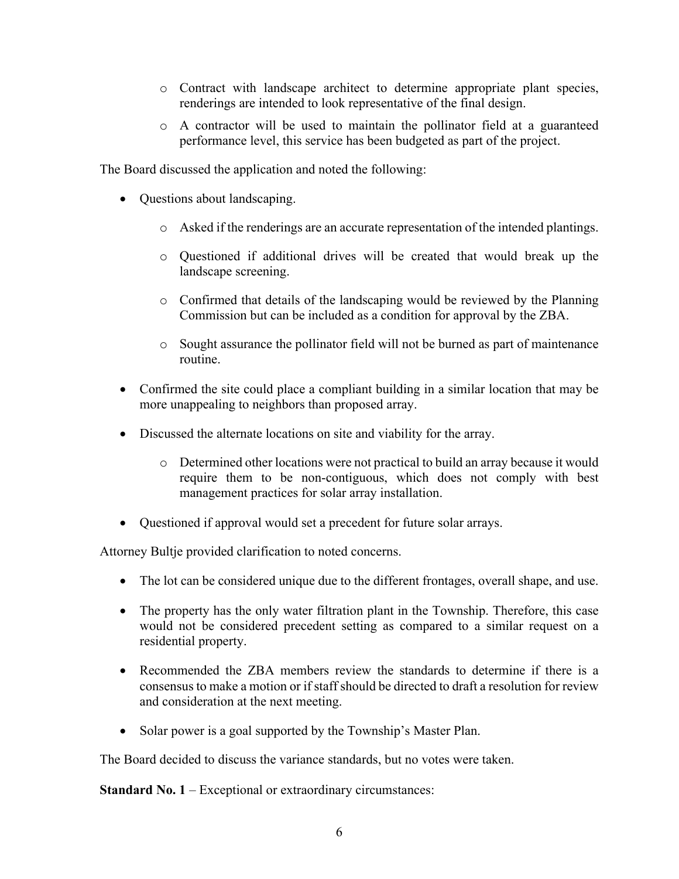- Contract with landscape architect to determine appropriate plant species, renderings are intended to look representative of the final design.
  - A contractor will be used to maintain the pollinator field at a guaranteed performance level, this service has been budgeted as part of the project.

The Board discussed the application and noted the following:

- Questions about landscaping.
  - Asked if the renderings are an accurate representation of the intended plantings.
  - Questioned if additional drives will be created that would break up the landscape screening.
  - Confirmed that details of the landscaping would be reviewed by the Planning Commission but can be included as a condition for approval by the ZBA.
  - Sought assurance the pollinator field will not be burned as part of maintenance routine.
- Confirmed the site could place a compliant building in a similar location that may be more unappealing to neighbors than proposed array.
- Discussed the alternate locations on site and viability for the array.
  - Determined other locations were not practical to build an array because it would require them to be non-contiguous, which does not comply with best management practices for solar array installation.
- Questioned if approval would set a precedent for future solar arrays.

Attorney Bultje provided clarification to noted concerns.

- The lot can be considered unique due to the different frontages, overall shape, and use.
- The property has the only water filtration plant in the Township. Therefore, this case would not be considered precedent setting as compared to a similar request on a residential property.
- Recommended the ZBA members review the standards to determine if there is a consensus to make a motion or if staff should be directed to draft a resolution for review and consideration at the next meeting.
- Solar power is a goal supported by the Township's Master Plan.

The Board decided to discuss the variance standards, but no votes were taken.

**Standard No. 1** – Exceptional or extraordinary circumstances: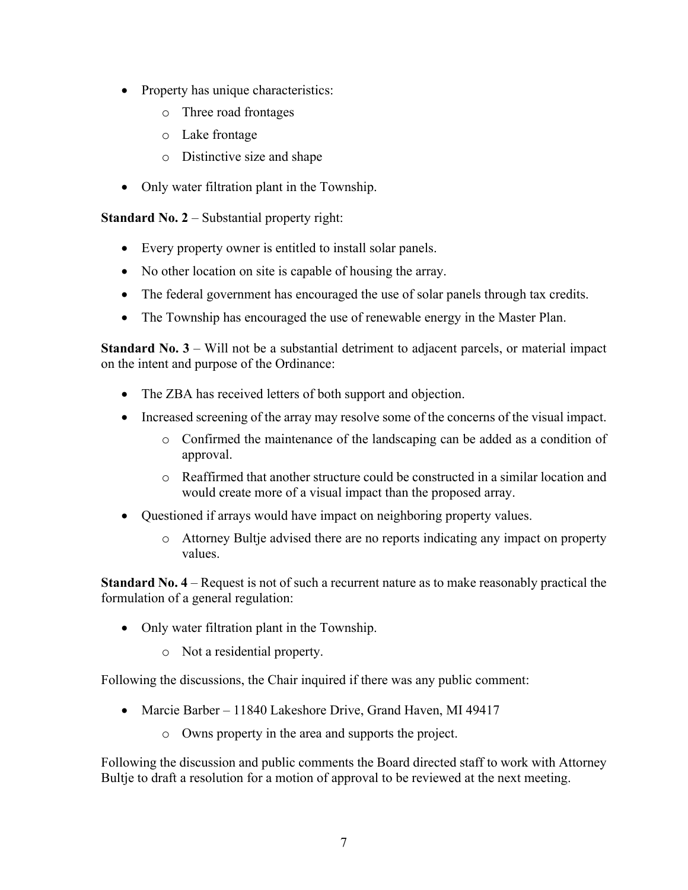- Property has unique characteristics:
    - Three road frontages
    - Lake frontage
    - Distinctive size and shape
- Only water filtration plant in the Township.

**Standard No. 2** – Substantial property right:

- Every property owner is entitled to install solar panels.
- No other location on site is capable of housing the array.
- The federal government has encouraged the use of solar panels through tax credits.
- The Township has encouraged the use of renewable energy in the Master Plan.

**Standard No. 3** – Will not be a substantial detriment to adjacent parcels, or material impact on the intent and purpose of the Ordinance:

- The ZBA has received letters of both support and objection.
- Increased screening of the array may resolve some of the concerns of the visual impact.
    - Confirmed the maintenance of the landscaping can be added as a condition of approval.
    - Reaffirmed that another structure could be constructed in a similar location and would create more of a visual impact than the proposed array.
- Questioned if arrays would have impact on neighboring property values.
    - Attorney Bultje advised there are no reports indicating any impact on property values.

**Standard No. 4** – Request is not of such a recurrent nature as to make reasonably practical the formulation of a general regulation:

- Only water filtration plant in the Township.
    - Not a residential property.

Following the discussions, the Chair inquired if there was any public comment:

- Marcie Barber – 11840 Lakeshore Drive, Grand Haven, MI 49417
    - Owns property in the area and supports the project.

Following the discussion and public comments the Board directed staff to work with Attorney Bultje to draft a resolution for a motion of approval to be reviewed at the next meeting.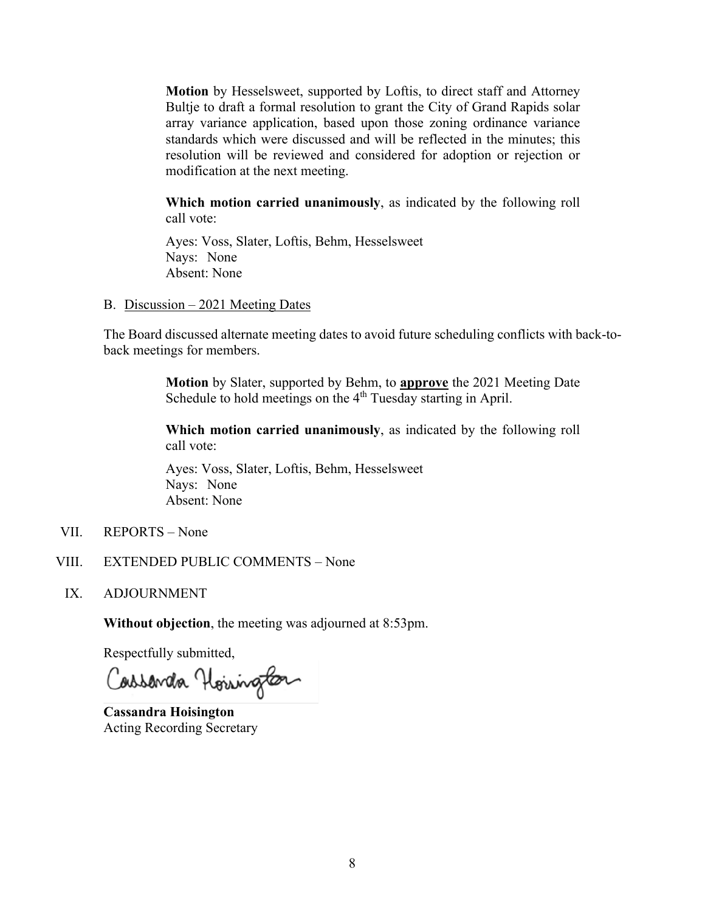**Motion** by Hesselsweet, supported by Loftis, to direct staff and Attorney Bultje to draft a formal resolution to grant the City of Grand Rapids solar array variance application, based upon those zoning ordinance variance standards which were discussed and will be reflected in the minutes; this resolution will be reviewed and considered for adoption or rejection or modification at the next meeting.

**Which motion carried unanimously**, as indicated by the following roll call vote:

Ayes: Voss, Slater, Loftis, Behm, Hesselsweet
Nays: None
Absent: None

B. Discussion – 2021 Meeting Dates

The Board discussed alternate meeting dates to avoid future scheduling conflicts with back-to-back meetings for members.

**Motion** by Slater, supported by Behm, to **approve** the 2021 Meeting Date Schedule to hold meetings on the 4th Tuesday starting in April.

**Which motion carried unanimously**, as indicated by the following roll call vote:

Ayes: Voss, Slater, Loftis, Behm, Hesselsweet
Nays: None
Absent: None

VII. REPORTS – None

VIII. EXTENDED PUBLIC COMMENTS – None

IX. ADJOURNMENT

**Without objection**, the meeting was adjourned at 8:53pm.

Respectfully submitted,

Cassandra Hoisington

**Cassandra Hoisington**
Acting Recording Secretary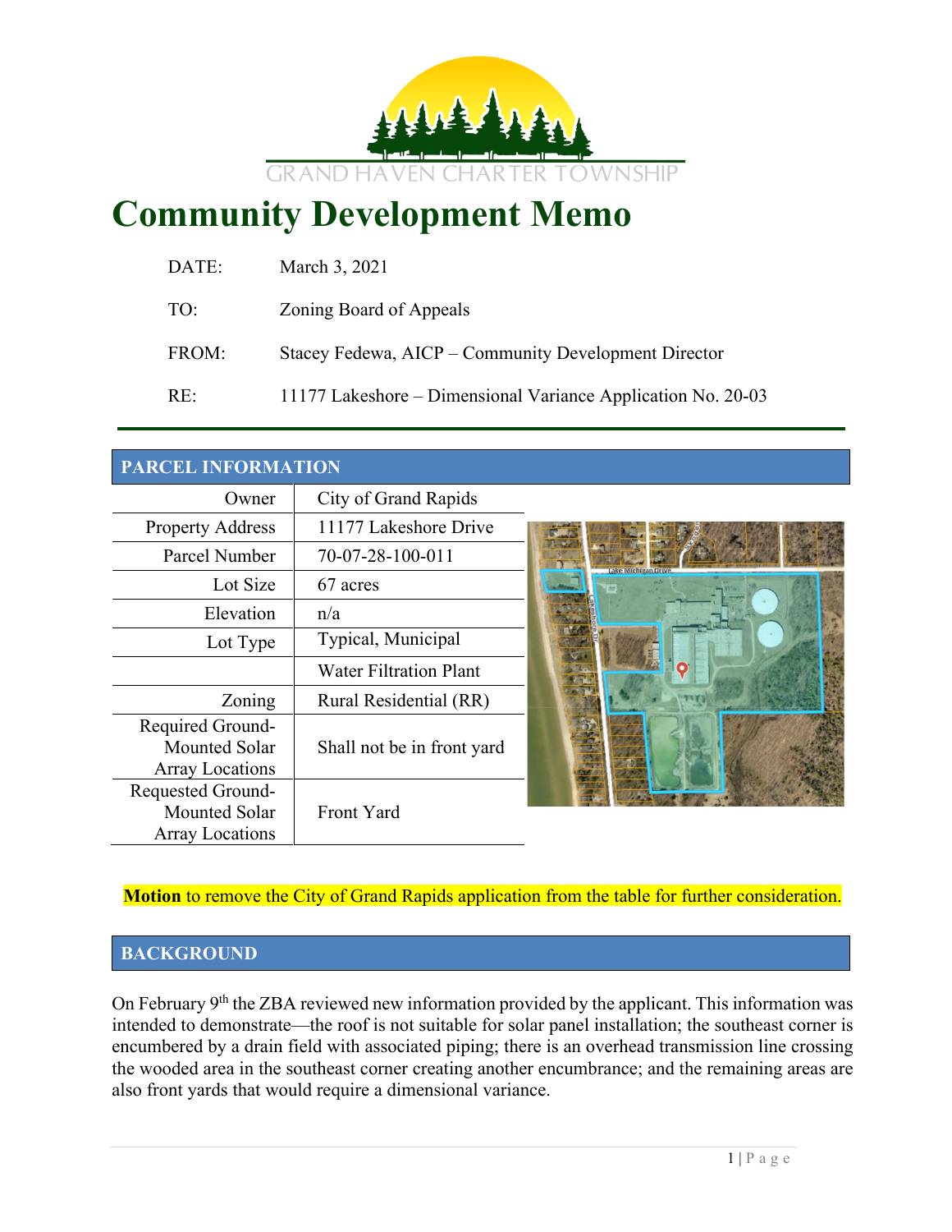GRAND HAVEN CHARTER TOWNSHIP

# Community Development Memo

DATE: March 3, 2021

TO: Zoning Board of Appeals

FROM: Stacey Fedewa, AICP – Community Development Director

RE: 11177 Lakeshore – Dimensional Variance Application No. 20-03

## PARCEL INFORMATION

| | |
|---|---|
| Owner | City of Grand Rapids |
| Property Address | 11177 Lakeshore Drive |
| Parcel Number | 70-07-28-100-011 |
| Lot Size | 67 acres |
| Elevation | n/a |
| Lot Type | Typical, Municipal |
| | Water Filtration Plant |
| Zoning | Rural Residential (RR) |
| Required Ground-Mounted Solar Array Locations | Shall not be in front yard |
| Requested Ground-Mounted Solar Array Locations | Front Yard |

**Motion** to remove the City of Grand Rapids application from the table for further consideration.

## BACKGROUND

On February 9th the ZBA reviewed new information provided by the applicant. This information was intended to demonstrate—the roof is not suitable for solar panel installation; the southeast corner is encumbered by a drain field with associated piping; there is an overhead transmission line crossing the wooded area in the southeast corner creating another encumbrance; and the remaining areas are also front yards that would require a dimensional variance.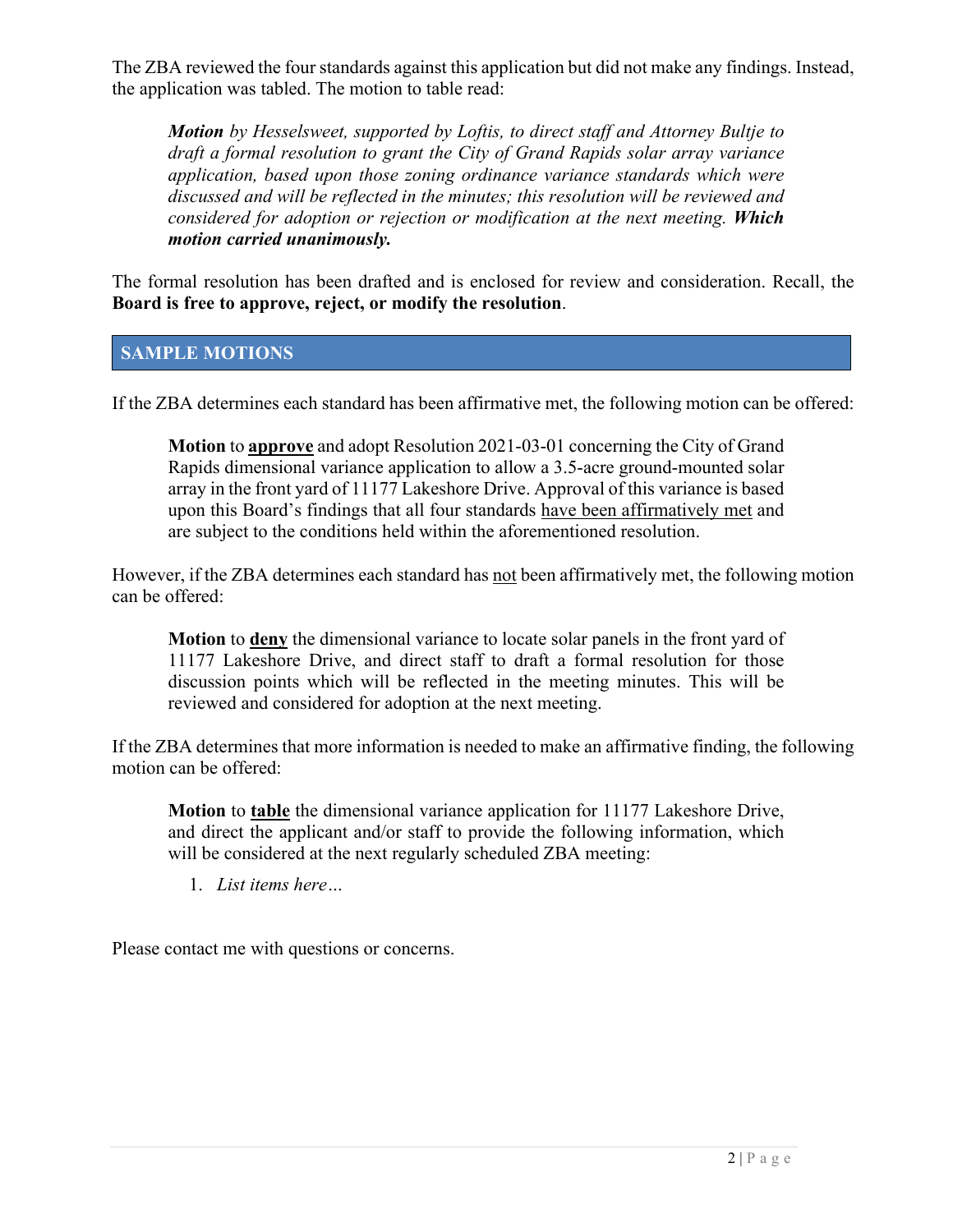The ZBA reviewed the four standards against this application but did not make any findings. Instead, the application was tabled. The motion to table read:

> ***Motion** by Hesselsweet, supported by Loftis, to direct staff and Attorney Bultje to draft a formal resolution to grant the City of Grand Rapids solar array variance application, based upon those zoning ordinance variance standards which were discussed and will be reflected in the minutes; this resolution will be reviewed and considered for adoption or rejection or modification at the next meeting. **Which motion carried unanimously.***

The formal resolution has been drafted and is enclosed for review and consideration. Recall, the **Board is free to approve, reject, or modify the resolution**.

## SAMPLE MOTIONS

If the ZBA determines each standard has been affirmative met, the following motion can be offered:

> **Motion** to **approve** and adopt Resolution 2021-03-01 concerning the City of Grand Rapids dimensional variance application to allow a 3.5-acre ground-mounted solar array in the front yard of 11177 Lakeshore Drive. Approval of this variance is based upon this Board's findings that all four standards have been affirmatively met and are subject to the conditions held within the aforementioned resolution.

However, if the ZBA determines each standard has not been affirmatively met, the following motion can be offered:

> **Motion** to **deny** the dimensional variance to locate solar panels in the front yard of 11177 Lakeshore Drive, and direct staff to draft a formal resolution for those discussion points which will be reflected in the meeting minutes. This will be reviewed and considered for adoption at the next meeting.

If the ZBA determines that more information is needed to make an affirmative finding, the following motion can be offered:

> **Motion** to **table** the dimensional variance application for 11177 Lakeshore Drive, and direct the applicant and/or staff to provide the following information, which will be considered at the next regularly scheduled ZBA meeting:
>
> 1. *List items here…*

Please contact me with questions or concerns.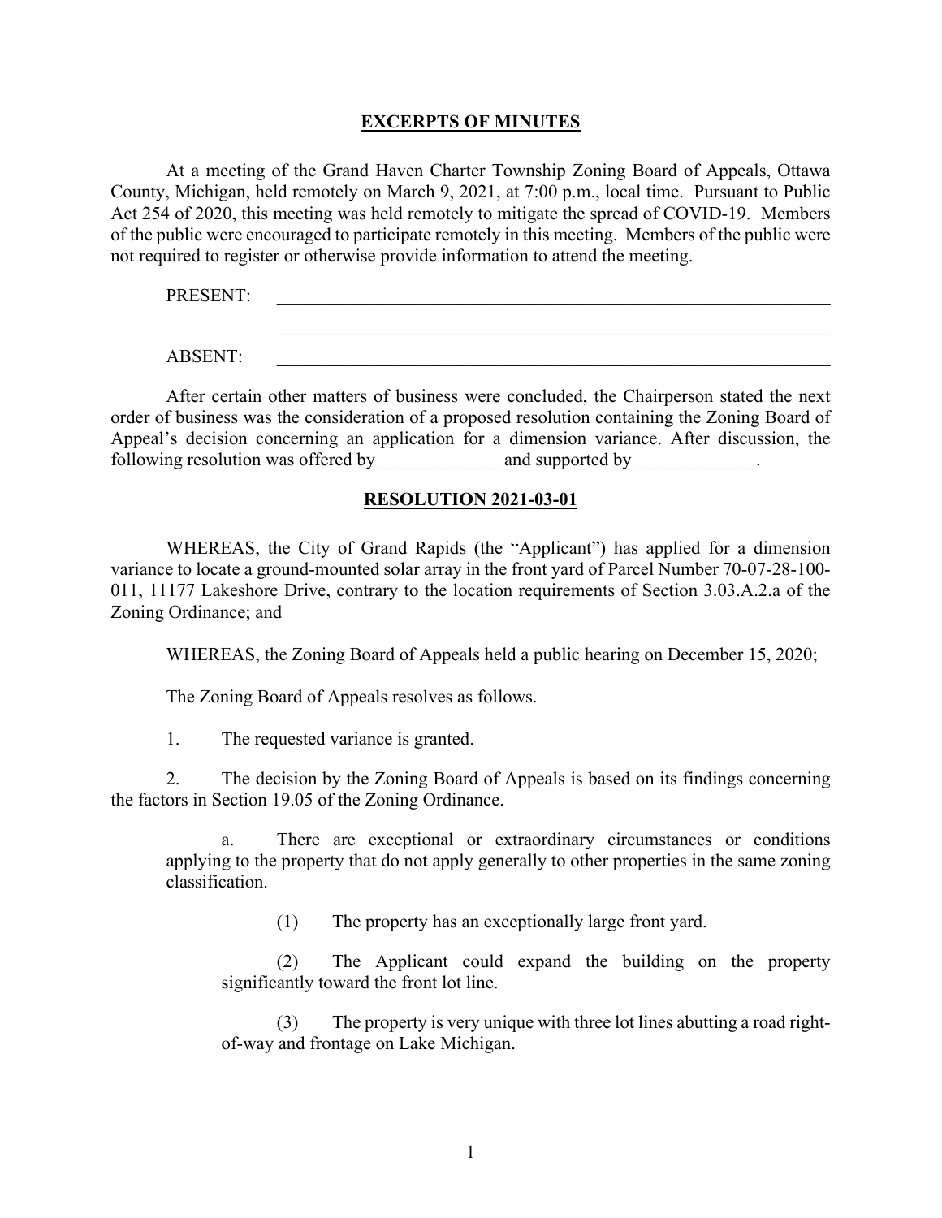## EXCERPTS OF MINUTES

At a meeting of the Grand Haven Charter Township Zoning Board of Appeals, Ottawa County, Michigan, held remotely on March 9, 2021, at 7:00 p.m., local time. Pursuant to Public Act 254 of 2020, this meeting was held remotely to mitigate the spread of COVID-19. Members of the public were encouraged to participate remotely in this meeting. Members of the public were not required to register or otherwise provide information to attend the meeting.

PRESENT: ________________________________________________________________

________________________________________________________________

ABSENT: ________________________________________________________________

After certain other matters of business were concluded, the Chairperson stated the next order of business was the consideration of a proposed resolution containing the Zoning Board of Appeal's decision concerning an application for a dimension variance. After discussion, the following resolution was offered by _____________ and supported by _____________.

## RESOLUTION 2021-03-01

WHEREAS, the City of Grand Rapids (the "Applicant") has applied for a dimension variance to locate a ground-mounted solar array in the front yard of Parcel Number 70-07-28-100-011, 11177 Lakeshore Drive, contrary to the location requirements of Section 3.03.A.2.a of the Zoning Ordinance; and

WHEREAS, the Zoning Board of Appeals held a public hearing on December 15, 2020;

The Zoning Board of Appeals resolves as follows.

1. The requested variance is granted.

2. The decision by the Zoning Board of Appeals is based on its findings concerning the factors in Section 19.05 of the Zoning Ordinance.

   a. There are exceptional or extraordinary circumstances or conditions applying to the property that do not apply generally to other properties in the same zoning classification.

      (1) The property has an exceptionally large front yard.

      (2) The Applicant could expand the building on the property significantly toward the front lot line.

      (3) The property is very unique with three lot lines abutting a road right-of-way and frontage on Lake Michigan.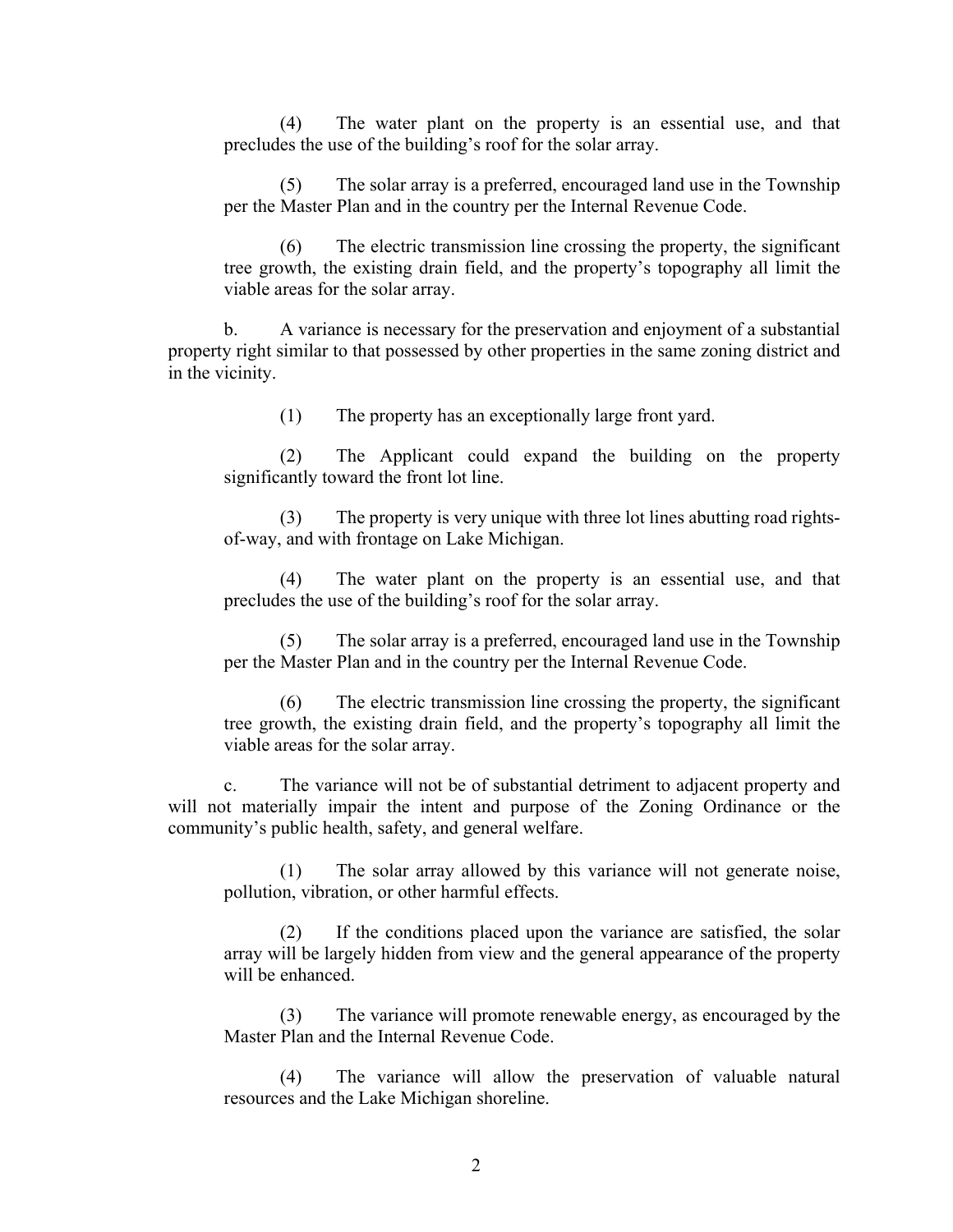(4) The water plant on the property is an essential use, and that precludes the use of the building's roof for the solar array.

(5) The solar array is a preferred, encouraged land use in the Township per the Master Plan and in the country per the Internal Revenue Code.

(6) The electric transmission line crossing the property, the significant tree growth, the existing drain field, and the property's topography all limit the viable areas for the solar array.

b. A variance is necessary for the preservation and enjoyment of a substantial property right similar to that possessed by other properties in the same zoning district and in the vicinity.

(1) The property has an exceptionally large front yard.

(2) The Applicant could expand the building on the property significantly toward the front lot line.

(3) The property is very unique with three lot lines abutting road rights-of-way, and with frontage on Lake Michigan.

(4) The water plant on the property is an essential use, and that precludes the use of the building's roof for the solar array.

(5) The solar array is a preferred, encouraged land use in the Township per the Master Plan and in the country per the Internal Revenue Code.

(6) The electric transmission line crossing the property, the significant tree growth, the existing drain field, and the property's topography all limit the viable areas for the solar array.

c. The variance will not be of substantial detriment to adjacent property and will not materially impair the intent and purpose of the Zoning Ordinance or the community's public health, safety, and general welfare.

(1) The solar array allowed by this variance will not generate noise, pollution, vibration, or other harmful effects.

(2) If the conditions placed upon the variance are satisfied, the solar array will be largely hidden from view and the general appearance of the property will be enhanced.

(3) The variance will promote renewable energy, as encouraged by the Master Plan and the Internal Revenue Code.

(4) The variance will allow the preservation of valuable natural resources and the Lake Michigan shoreline.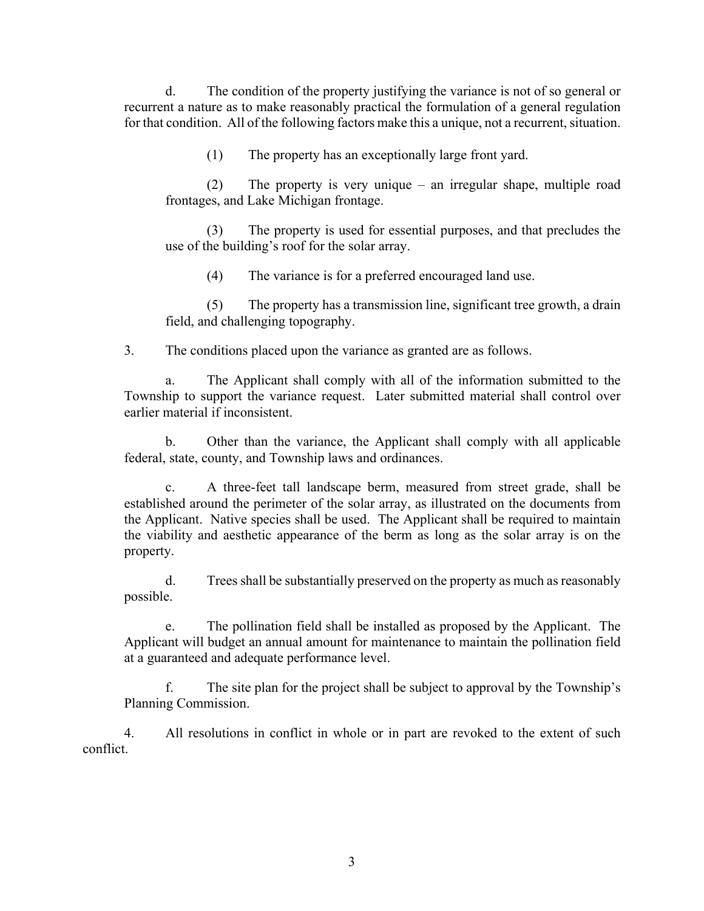d. The condition of the property justifying the variance is not of so general or recurrent a nature as to make reasonably practical the formulation of a general regulation for that condition. All of the following factors make this a unique, not a recurrent, situation.

(1) The property has an exceptionally large front yard.

(2) The property is very unique – an irregular shape, multiple road frontages, and Lake Michigan frontage.

(3) The property is used for essential purposes, and that precludes the use of the building's roof for the solar array.

(4) The variance is for a preferred encouraged land use.

(5) The property has a transmission line, significant tree growth, a drain field, and challenging topography.

3. The conditions placed upon the variance as granted are as follows.

a. The Applicant shall comply with all of the information submitted to the Township to support the variance request. Later submitted material shall control over earlier material if inconsistent.

b. Other than the variance, the Applicant shall comply with all applicable federal, state, county, and Township laws and ordinances.

c. A three-feet tall landscape berm, measured from street grade, shall be established around the perimeter of the solar array, as illustrated on the documents from the Applicant. Native species shall be used. The Applicant shall be required to maintain the viability and aesthetic appearance of the berm as long as the solar array is on the property.

d. Trees shall be substantially preserved on the property as much as reasonably possible.

e. The pollination field shall be installed as proposed by the Applicant. The Applicant will budget an annual amount for maintenance to maintain the pollination field at a guaranteed and adequate performance level.

f. The site plan for the project shall be subject to approval by the Township's Planning Commission.

4. All resolutions in conflict in whole or in part are revoked to the extent of such conflict.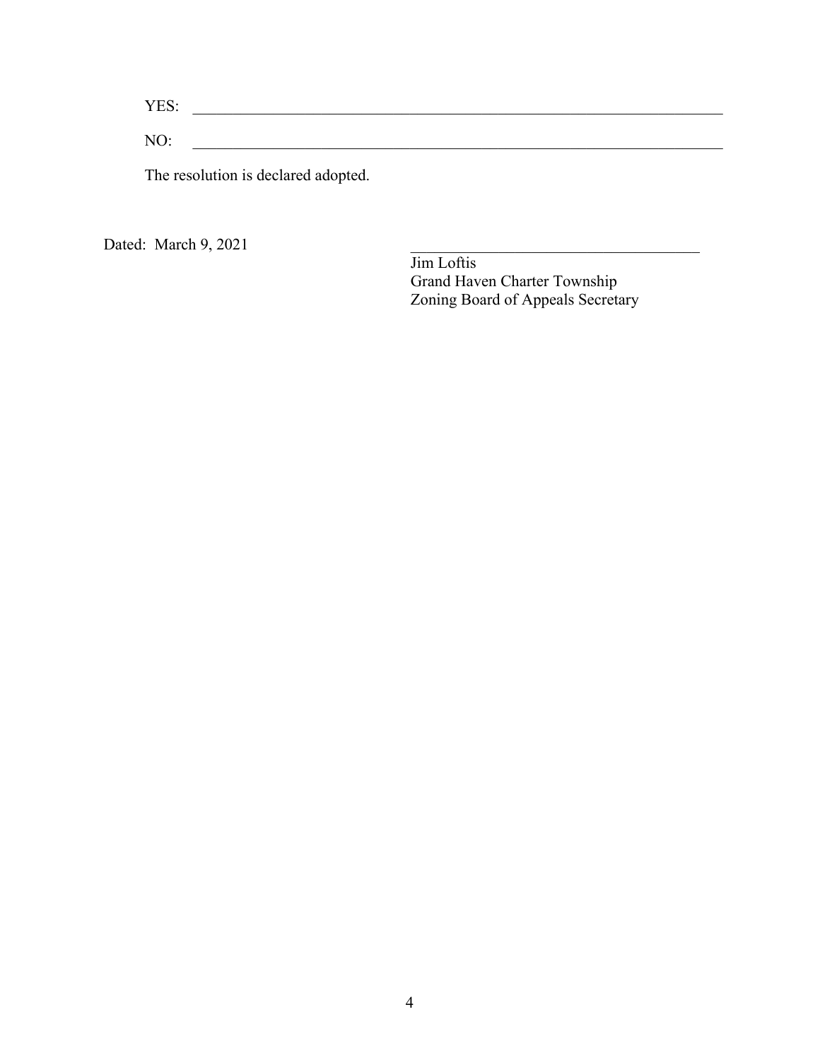YES: ______________________________________________________________________

NO: ______________________________________________________________________

The resolution is declared adopted.

Dated: March 9, 2021

_____________________________________

Jim Loftis
Grand Haven Charter Township
Zoning Board of Appeals Secretary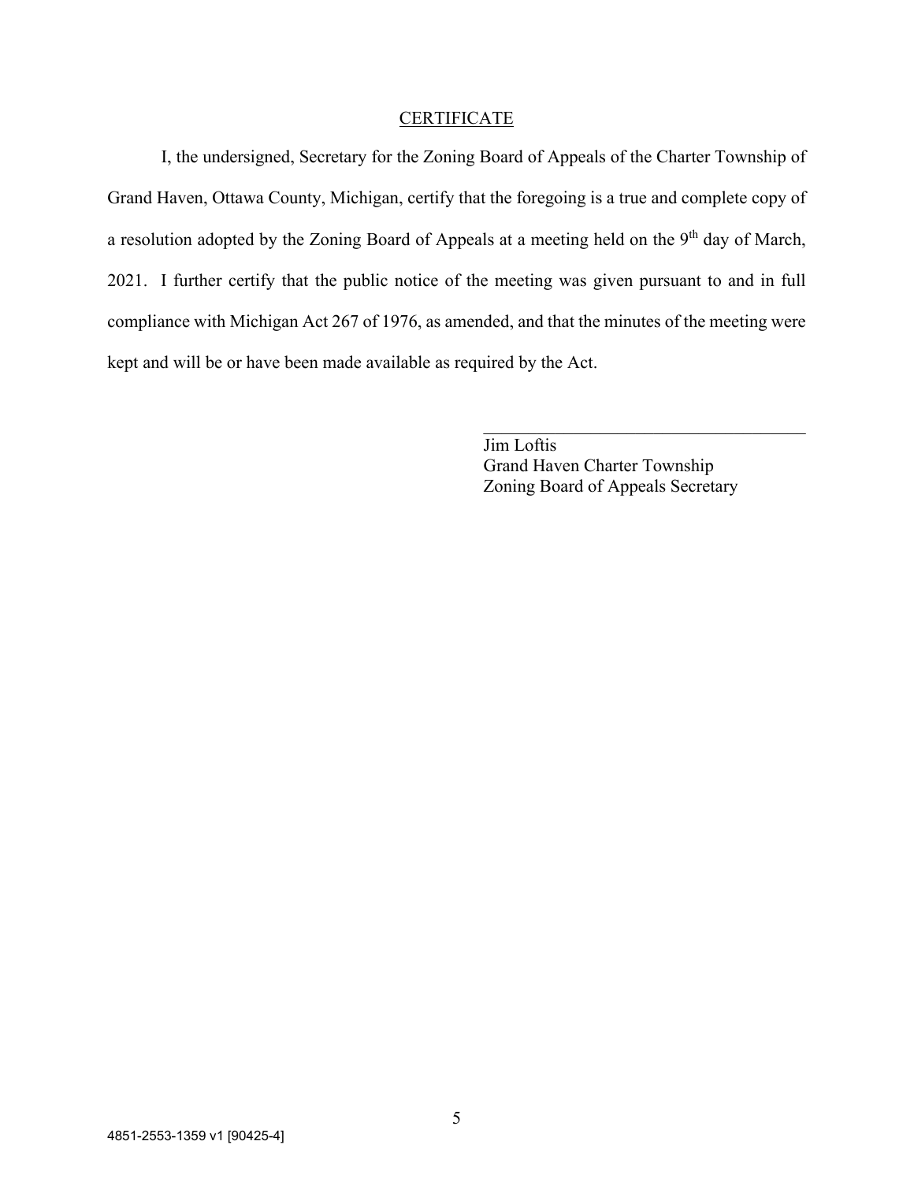## CERTIFICATE

I, the undersigned, Secretary for the Zoning Board of Appeals of the Charter Township of Grand Haven, Ottawa County, Michigan, certify that the foregoing is a true and complete copy of a resolution adopted by the Zoning Board of Appeals at a meeting held on the 9th day of March, 2021. I further certify that the public notice of the meeting was given pursuant to and in full compliance with Michigan Act 267 of 1976, as amended, and that the minutes of the meeting were kept and will be or have been made available as required by the Act.

\_\_\_\_\_\_\_\_\_\_\_\_\_\_\_\_\_\_\_\_\_\_\_\_\_\_\_\_\_\_\_\_\_\_\_\_
Jim Loftis
Grand Haven Charter Township
Zoning Board of Appeals Secretary

4851-2553-1359 v1 [90425-4]